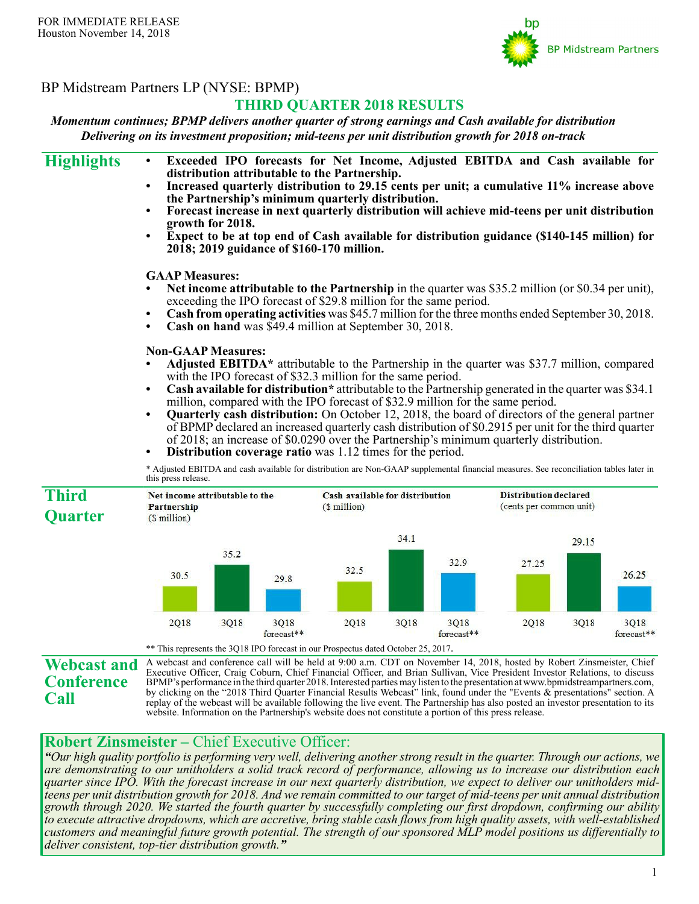FOR IMMEDIATE RELEASE
Houston November 14, 2018

BP Midstream Partners

BP Midstream Partners LP (NYSE: BPMP)

# THIRD QUARTER 2018 RESULTS

***Momentum continues; BPMP delivers another quarter of strong earnings and Cash available for distribution***
***Delivering on its investment proposition; mid-teens per unit distribution growth for 2018 on-track***

## Highlights

- **Exceeded IPO forecasts for Net Income, Adjusted EBITDA and Cash available for distribution attributable to the Partnership.**
- **Increased quarterly distribution to 29.15 cents per unit; a cumulative 11% increase above the Partnership's minimum quarterly distribution.**
- **Forecast increase in next quarterly distribution will achieve mid-teens per unit distribution growth for 2018.**
- **Expect to be at top end of Cash available for distribution guidance ($140-145 million) for 2018; 2019 guidance of $160-170 million.**

**GAAP Measures:**

- **Net income attributable to the Partnership** in the quarter was $35.2 million (or $0.34 per unit), exceeding the IPO forecast of $29.8 million for the same period.
- **Cash from operating activities** was $45.7 million for the three months ended September 30, 2018.
- **Cash on hand** was $49.4 million at September 30, 2018.

**Non-GAAP Measures:**

- **Adjusted EBITDA*** attributable to the Partnership in the quarter was $37.7 million, compared with the IPO forecast of $32.3 million for the same period.
- **Cash available for distribution*** attributable to the Partnership generated in the quarter was $34.1 million, compared with the IPO forecast of $32.9 million for the same period.
- **Quarterly cash distribution:** On October 12, 2018, the board of directors of the general partner of BPMP declared an increased quarterly cash distribution of $0.2915 per unit for the third quarter of 2018; an increase of $0.0290 over the Partnership's minimum quarterly distribution.
- **Distribution coverage ratio** was 1.12 times for the period.

* Adjusted EBITDA and cash available for distribution are Non-GAAP supplemental financial measures. See reconciliation tables later in this press release.

## Third Quarter

| | 2Q18 | 3Q18 | 3Q18 forecast** |
|---|---|---|---|
| Net income attributable to the Partnership ($ million) | 30.5 | 35.2 | 29.8 |
| Cash available for distribution ($ million) | 32.5 | 34.1 | 32.9 |
| Distribution declared (cents per common unit) | 27.25 | 29.15 | 26.25 |

** This represents the 3Q18 IPO forecast in our Prospectus dated October 25, 2017.

## Webcast and Conference Call

A webcast and conference call will be held at 9:00 a.m. CDT on November 14, 2018, hosted by Robert Zinsmeister, Chief Executive Officer, Craig Coburn, Chief Financial Officer, and Brian Sullivan, Vice President Investor Relations, to discuss BPMP's performance in the third quarter 2018. Interested parties may listen to the presentation at www.bpmidstreampartners.com, by clicking on the "2018 Third Quarter Financial Results Webcast" link, found under the "Events & presentations" section. A replay of the webcast will be available following the live event. The Partnership has also posted an investor presentation to its website. Information on the Partnership's website does not constitute a portion of this press release.

## Robert Zinsmeister – Chief Executive Officer:

***"****Our high quality portfolio is performing very well, delivering another strong result in the quarter. Through our actions, we are demonstrating to our unitholders a solid track record of performance, allowing us to increase our distribution each quarter since IPO. With the forecast increase in our next quarterly distribution, we expect to deliver our unitholders mid-teens per unit distribution growth for 2018. And we remain committed to our target of mid-teens per unit annual distribution growth through 2020. We started the fourth quarter by successfully completing our first dropdown, confirming our ability to execute attractive dropdowns, which are accretive, bring stable cash flows from high quality assets, with well-established customers and meaningful future growth potential. The strength of our sponsored MLP model positions us differentially to deliver consistent, top-tier distribution growth.****"***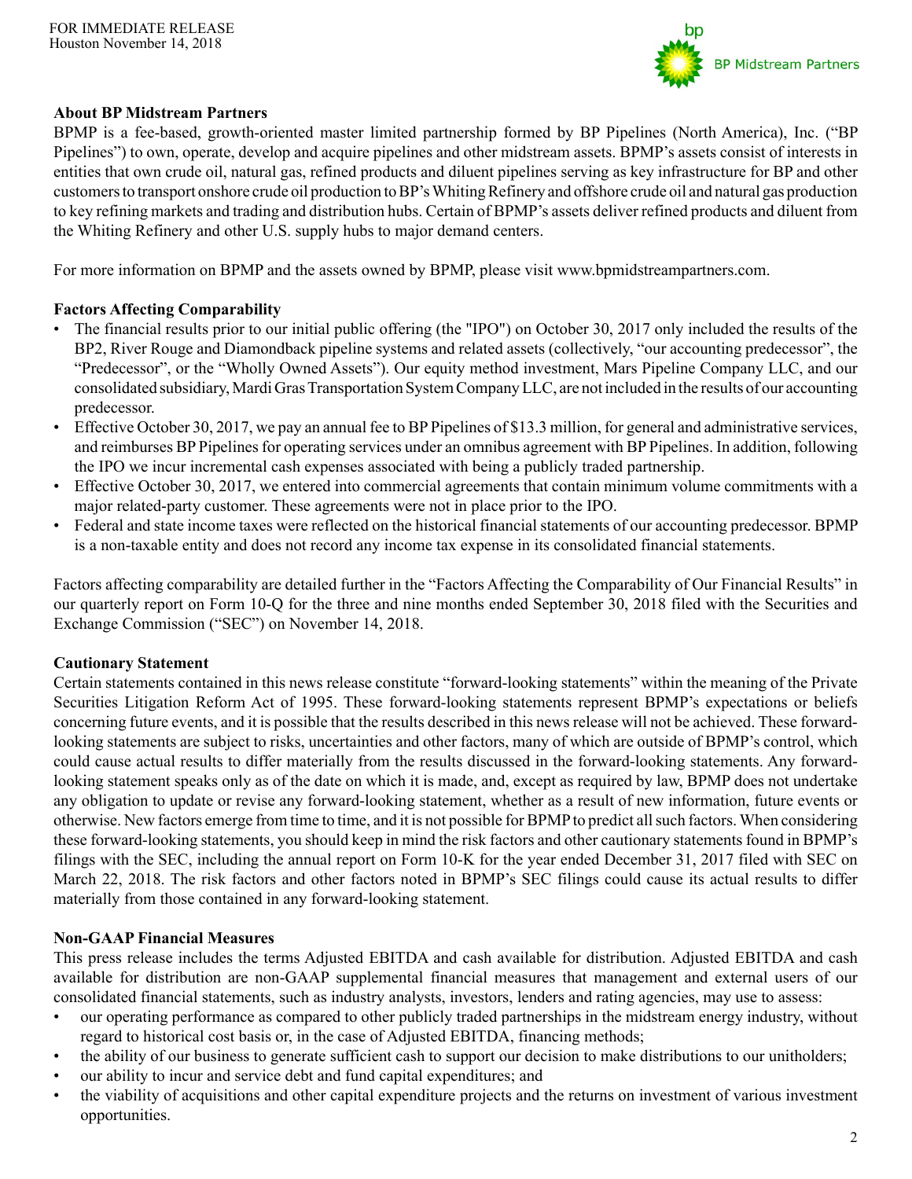FOR IMMEDIATE RELEASE
Houston November 14, 2018

### About BP Midstream Partners

BPMP is a fee-based, growth-oriented master limited partnership formed by BP Pipelines (North America), Inc. ("BP Pipelines") to own, operate, develop and acquire pipelines and other midstream assets. BPMP's assets consist of interests in entities that own crude oil, natural gas, refined products and diluent pipelines serving as key infrastructure for BP and other customers to transport onshore crude oil production to BP's Whiting Refinery and offshore crude oil and natural gas production to key refining markets and trading and distribution hubs. Certain of BPMP's assets deliver refined products and diluent from the Whiting Refinery and other U.S. supply hubs to major demand centers.

For more information on BPMP and the assets owned by BPMP, please visit www.bpmidstreampartners.com.

### Factors Affecting Comparability

- The financial results prior to our initial public offering (the "IPO") on October 30, 2017 only included the results of the BP2, River Rouge and Diamondback pipeline systems and related assets (collectively, "our accounting predecessor", the "Predecessor", or the "Wholly Owned Assets"). Our equity method investment, Mars Pipeline Company LLC, and our consolidated subsidiary, Mardi Gras Transportation System Company LLC, are not included in the results of our accounting predecessor.
- Effective October 30, 2017, we pay an annual fee to BP Pipelines of $13.3 million, for general and administrative services, and reimburses BP Pipelines for operating services under an omnibus agreement with BP Pipelines. In addition, following the IPO we incur incremental cash expenses associated with being a publicly traded partnership.
- Effective October 30, 2017, we entered into commercial agreements that contain minimum volume commitments with a major related-party customer. These agreements were not in place prior to the IPO.
- Federal and state income taxes were reflected on the historical financial statements of our accounting predecessor. BPMP is a non-taxable entity and does not record any income tax expense in its consolidated financial statements.

Factors affecting comparability are detailed further in the "Factors Affecting the Comparability of Our Financial Results" in our quarterly report on Form 10-Q for the three and nine months ended September 30, 2018 filed with the Securities and Exchange Commission ("SEC") on November 14, 2018.

### Cautionary Statement

Certain statements contained in this news release constitute "forward-looking statements" within the meaning of the Private Securities Litigation Reform Act of 1995. These forward-looking statements represent BPMP's expectations or beliefs concerning future events, and it is possible that the results described in this news release will not be achieved. These forward-looking statements are subject to risks, uncertainties and other factors, many of which are outside of BPMP's control, which could cause actual results to differ materially from the results discussed in the forward-looking statements. Any forward-looking statement speaks only as of the date on which it is made, and, except as required by law, BPMP does not undertake any obligation to update or revise any forward-looking statement, whether as a result of new information, future events or otherwise. New factors emerge from time to time, and it is not possible for BPMP to predict all such factors. When considering these forward-looking statements, you should keep in mind the risk factors and other cautionary statements found in BPMP's filings with the SEC, including the annual report on Form 10-K for the year ended December 31, 2017 filed with SEC on March 22, 2018. The risk factors and other factors noted in BPMP's SEC filings could cause its actual results to differ materially from those contained in any forward-looking statement.

### Non-GAAP Financial Measures

This press release includes the terms Adjusted EBITDA and cash available for distribution. Adjusted EBITDA and cash available for distribution are non-GAAP supplemental financial measures that management and external users of our consolidated financial statements, such as industry analysts, investors, lenders and rating agencies, may use to assess:

- our operating performance as compared to other publicly traded partnerships in the midstream energy industry, without regard to historical cost basis or, in the case of Adjusted EBITDA, financing methods;
- the ability of our business to generate sufficient cash to support our decision to make distributions to our unitholders;
- our ability to incur and service debt and fund capital expenditures; and
- the viability of acquisitions and other capital expenditure projects and the returns on investment of various investment opportunities.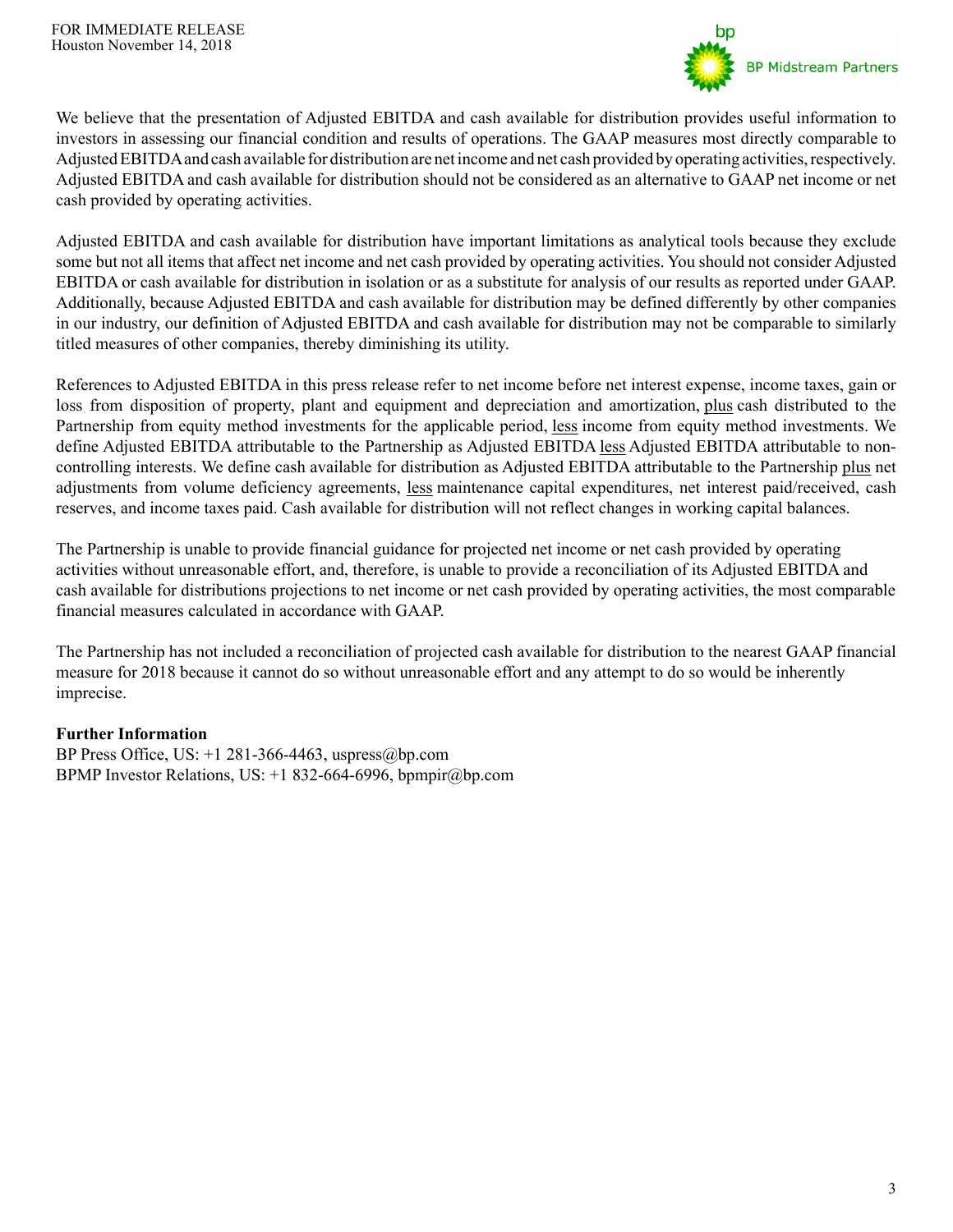We believe that the presentation of Adjusted EBITDA and cash available for distribution provides useful information to investors in assessing our financial condition and results of operations. The GAAP measures most directly comparable to Adjusted EBITDA and cash available for distribution are net income and net cash provided by operating activities, respectively. Adjusted EBITDA and cash available for distribution should not be considered as an alternative to GAAP net income or net cash provided by operating activities.

Adjusted EBITDA and cash available for distribution have important limitations as analytical tools because they exclude some but not all items that affect net income and net cash provided by operating activities. You should not consider Adjusted EBITDA or cash available for distribution in isolation or as a substitute for analysis of our results as reported under GAAP. Additionally, because Adjusted EBITDA and cash available for distribution may be defined differently by other companies in our industry, our definition of Adjusted EBITDA and cash available for distribution may not be comparable to similarly titled measures of other companies, thereby diminishing its utility.

References to Adjusted EBITDA in this press release refer to net income before net interest expense, income taxes, gain or loss from disposition of property, plant and equipment and depreciation and amortization, plus cash distributed to the Partnership from equity method investments for the applicable period, less income from equity method investments. We define Adjusted EBITDA attributable to the Partnership as Adjusted EBITDA less Adjusted EBITDA attributable to non-controlling interests. We define cash available for distribution as Adjusted EBITDA attributable to the Partnership plus net adjustments from volume deficiency agreements, less maintenance capital expenditures, net interest paid/received, cash reserves, and income taxes paid. Cash available for distribution will not reflect changes in working capital balances.

The Partnership is unable to provide financial guidance for projected net income or net cash provided by operating activities without unreasonable effort, and, therefore, is unable to provide a reconciliation of its Adjusted EBITDA and cash available for distributions projections to net income or net cash provided by operating activities, the most comparable financial measures calculated in accordance with GAAP.

The Partnership has not included a reconciliation of projected cash available for distribution to the nearest GAAP financial measure for 2018 because it cannot do so without unreasonable effort and any attempt to do so would be inherently imprecise.

**Further Information**
BP Press Office, US: +1 281-366-4463, uspress@bp.com
BPMP Investor Relations, US: +1 832-664-6996, bpmpir@bp.com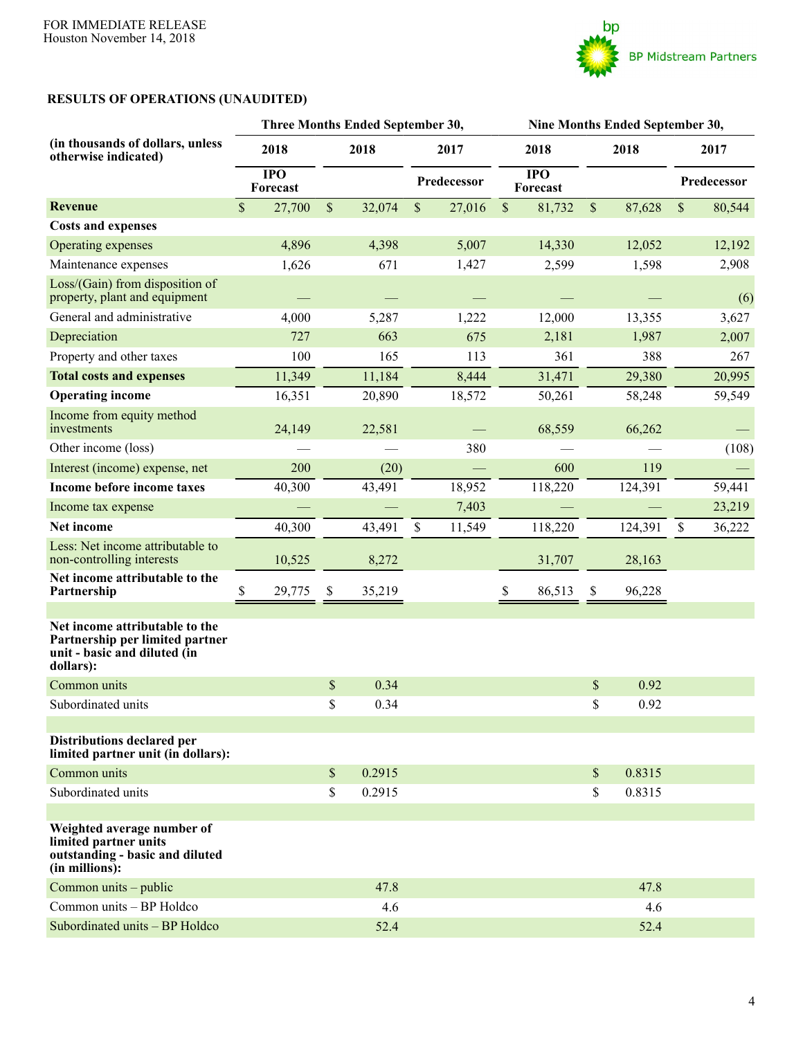FOR IMMEDIATE RELEASE
Houston November 14, 2018

## RESULTS OF OPERATIONS (UNAUDITED)

| (in thousands of dollars, unless otherwise indicated) | Three Months Ended September 30, | | | Nine Months Ended September 30, | | |
|---|---|---|---|---|---|---|
| | 2018 | 2018 | 2017 | 2018 | 2018 | 2017 |
| | IPO Forecast | | Predecessor | IPO Forecast | | Predecessor |
| **Revenue** | $ 27,700 | $ 32,074 | $ 27,016 | $ 81,732 | $ 87,628 | $ 80,544 |
| **Costs and expenses** | | | | | | |
| Operating expenses | 4,896 | 4,398 | 5,007 | 14,330 | 12,052 | 12,192 |
| Maintenance expenses | 1,626 | 671 | 1,427 | 2,599 | 1,598 | 2,908 |
| Loss/(Gain) from disposition of property, plant and equipment | — | — | — | — | — | (6) |
| General and administrative | 4,000 | 5,287 | 1,222 | 12,000 | 13,355 | 3,627 |
| Depreciation | 727 | 663 | 675 | 2,181 | 1,987 | 2,007 |
| Property and other taxes | 100 | 165 | 113 | 361 | 388 | 267 |
| **Total costs and expenses** | 11,349 | 11,184 | 8,444 | 31,471 | 29,380 | 20,995 |
| **Operating income** | 16,351 | 20,890 | 18,572 | 50,261 | 58,248 | 59,549 |
| Income from equity method investments | 24,149 | 22,581 | — | 68,559 | 66,262 | — |
| Other income (loss) | — | — | 380 | — | — | (108) |
| Interest (income) expense, net | 200 | (20) | — | 600 | 119 | — |
| **Income before income taxes** | 40,300 | 43,491 | 18,952 | 118,220 | 124,391 | 59,441 |
| Income tax expense | — | — | 7,403 | — | — | 23,219 |
| **Net income** | 40,300 | 43,491 | $ 11,549 | 118,220 | 124,391 | $ 36,222 |
| Less: Net income attributable to non-controlling interests | 10,525 | 8,272 | | 31,707 | 28,163 | |
| **Net income attributable to the Partnership** | $ 29,775 | $ 35,219 | | $ 86,513 | $ 96,228 | |
| | | | | | | |
| **Net income attributable to the Partnership per limited partner unit - basic and diluted (in dollars):** | | | | | | |
| Common units | | $ 0.34 | | | $ 0.92 | |
| Subordinated units | | $ 0.34 | | | $ 0.92 | |
| | | | | | | |
| **Distributions declared per limited partner unit (in dollars):** | | | | | | |
| Common units | | $ 0.2915 | | | $ 0.8315 | |
| Subordinated units | | $ 0.2915 | | | $ 0.8315 | |
| | | | | | | |
| **Weighted average number of limited partner units outstanding - basic and diluted (in millions):** | | | | | | |
| Common units – public | | 47.8 | | | 47.8 | |
| Common units – BP Holdco | | 4.6 | | | 4.6 | |
| Subordinated units – BP Holdco | | 52.4 | | | 52.4 | |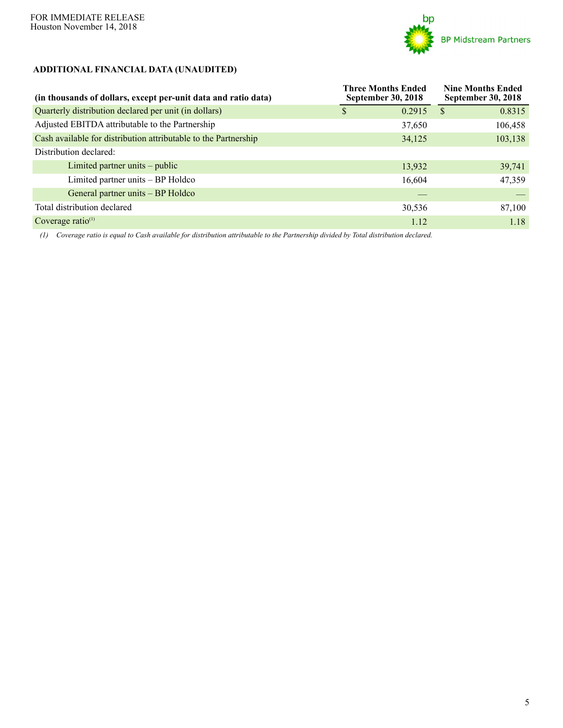FOR IMMEDIATE RELEASE
Houston November 14, 2018

BP Midstream Partners

**ADDITIONAL FINANCIAL DATA (UNAUDITED)**

| (in thousands of dollars, except per-unit data and ratio data) | Three Months Ended September 30, 2018 | Nine Months Ended September 30, 2018 |
|---|---|---|
| Quarterly distribution declared per unit (in dollars) | $ 0.2915 | $ 0.8315 |
| Adjusted EBITDA attributable to the Partnership | 37,650 | 106,458 |
| Cash available for distribution attributable to the Partnership | 34,125 | 103,138 |
| Distribution declared: | | |
| Limited partner units – public | 13,932 | 39,741 |
| Limited partner units – BP Holdco | 16,604 | 47,359 |
| General partner units – BP Holdco | — | — |
| Total distribution declared | 30,536 | 87,100 |
| Coverage ratio[(1)] | 1.12 | 1.18 |

*(1) Coverage ratio is equal to Cash available for distribution attributable to the Partnership divided by Total distribution declared.*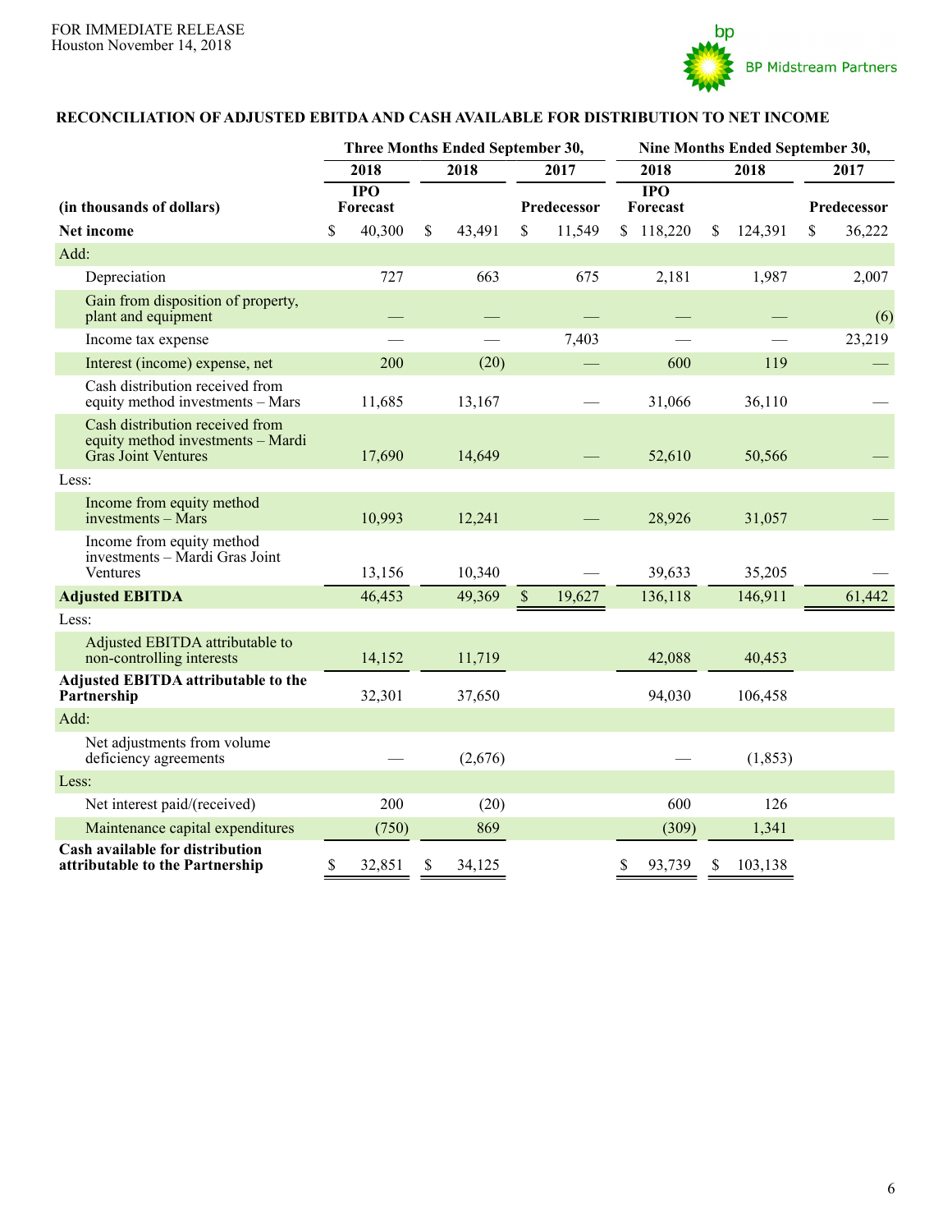FOR IMMEDIATE RELEASE
Houston November 14, 2018

BP Midstream Partners

**RECONCILIATION OF ADJUSTED EBITDA AND CASH AVAILABLE FOR DISTRIBUTION TO NET INCOME**

| | Three Months Ended September 30, | | | Nine Months Ended September 30, | | |
|---|---|---|---|---|---|---|
| | 2018 | 2018 | 2017 | 2018 | 2018 | 2017 |
| **(in thousands of dollars)** | **IPO Forecast** | | **Predecessor** | **IPO Forecast** | | **Predecessor** |
| **Net income** | $ 40,300 | $ 43,491 | $ 11,549 | $ 118,220 | $ 124,391 | $ 36,222 |
| Add: | | | | | | |
| Depreciation | 727 | 663 | 675 | 2,181 | 1,987 | 2,007 |
| Gain from disposition of property, plant and equipment | — | — | — | — | — | (6) |
| Income tax expense | — | — | 7,403 | — | — | 23,219 |
| Interest (income) expense, net | 200 | (20) | — | 600 | 119 | — |
| Cash distribution received from equity method investments – Mars | 11,685 | 13,167 | — | 31,066 | 36,110 | — |
| Cash distribution received from equity method investments – Mardi Gras Joint Ventures | 17,690 | 14,649 | — | 52,610 | 50,566 | — |
| Less: | | | | | | |
| Income from equity method investments – Mars | 10,993 | 12,241 | — | 28,926 | 31,057 | — |
| Income from equity method investments – Mardi Gras Joint Ventures | 13,156 | 10,340 | — | 39,633 | 35,205 | — |
| **Adjusted EBITDA** | 46,453 | 49,369 | $ 19,627 | 136,118 | 146,911 | 61,442 |
| Less: | | | | | | |
| Adjusted EBITDA attributable to non-controlling interests | 14,152 | 11,719 | | 42,088 | 40,453 | |
| **Adjusted EBITDA attributable to the Partnership** | 32,301 | 37,650 | | 94,030 | 106,458 | |
| Add: | | | | | | |
| Net adjustments from volume deficiency agreements | — | (2,676) | | — | (1,853) | |
| Less: | | | | | | |
| Net interest paid/(received) | 200 | (20) | | 600 | 126 | |
| Maintenance capital expenditures | (750) | 869 | | (309) | 1,341 | |
| **Cash available for distribution attributable to the Partnership** | $ 32,851 | $ 34,125 | | $ 93,739 | $ 103,138 | |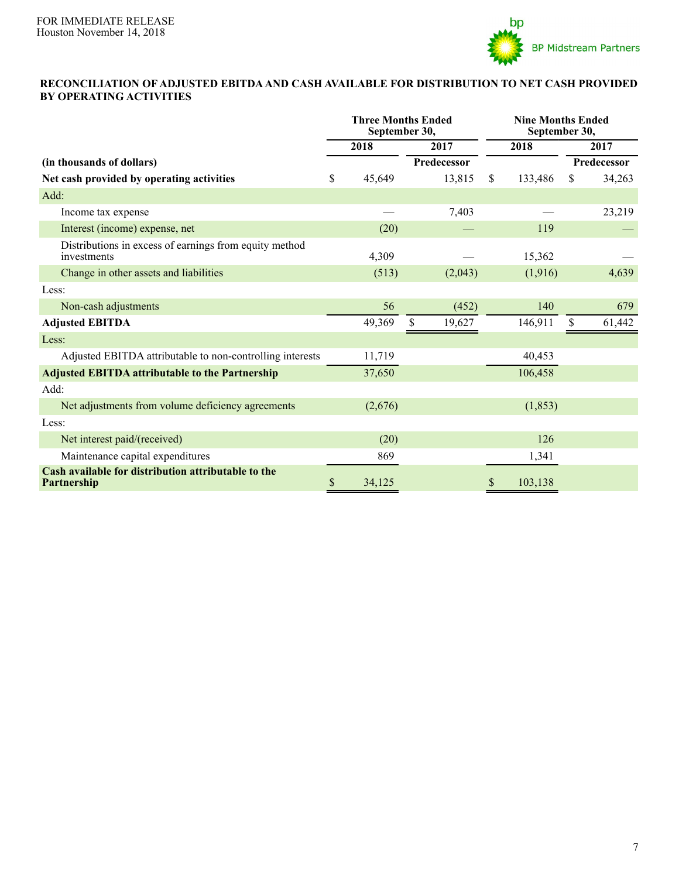FOR IMMEDIATE RELEASE
Houston November 14, 2018

BP Midstream Partners

**RECONCILIATION OF ADJUSTED EBITDA AND CASH AVAILABLE FOR DISTRIBUTION TO NET CASH PROVIDED BY OPERATING ACTIVITIES**

| | Three Months Ended September 30, | | Nine Months Ended September 30, | |
|---|---|---|---|---|
| | 2018 | 2017 | 2018 | 2017 |
| **(in thousands of dollars)** | | **Predecessor** | | **Predecessor** |
| **Net cash provided by operating activities** | $ 45,649 | 13,815 | $ 133,486 | $ 34,263 |
| Add: | | | | |
| Income tax expense | — | 7,403 | — | 23,219 |
| Interest (income) expense, net | (20) | — | 119 | — |
| Distributions in excess of earnings from equity method investments | 4,309 | — | 15,362 | — |
| Change in other assets and liabilities | (513) | (2,043) | (1,916) | 4,639 |
| Less: | | | | |
| Non-cash adjustments | 56 | (452) | 140 | 679 |
| **Adjusted EBITDA** | 49,369 | $ 19,627 | 146,911 | $ 61,442 |
| Less: | | | | |
| Adjusted EBITDA attributable to non-controlling interests | 11,719 | | 40,453 | |
| **Adjusted EBITDA attributable to the Partnership** | 37,650 | | 106,458 | |
| Add: | | | | |
| Net adjustments from volume deficiency agreements | (2,676) | | (1,853) | |
| Less: | | | | |
| Net interest paid/(received) | (20) | | 126 | |
| Maintenance capital expenditures | 869 | | 1,341 | |
| **Cash available for distribution attributable to the Partnership** | $ 34,125 | | $ 103,138 | |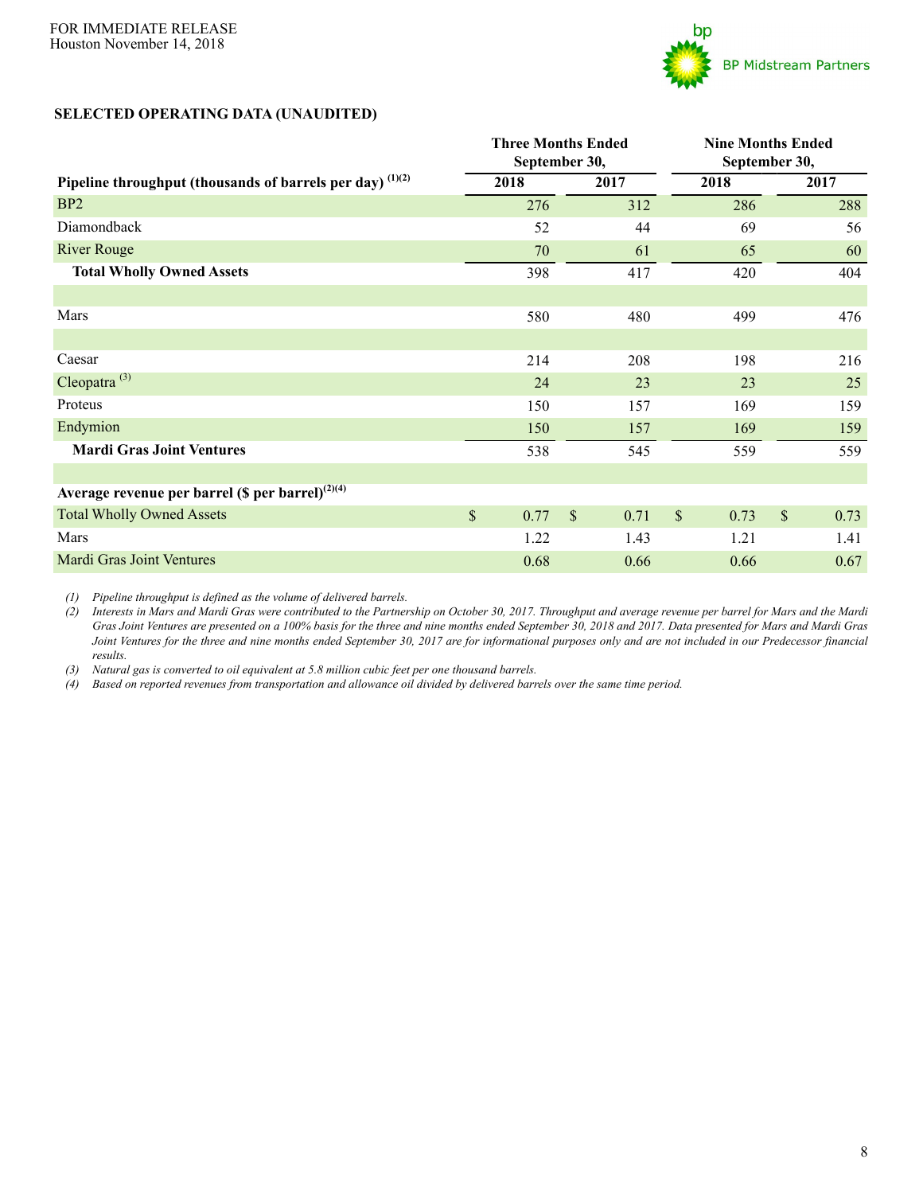FOR IMMEDIATE RELEASE
Houston November 14, 2018

BP Midstream Partners

**SELECTED OPERATING DATA (UNAUDITED)**

| | Three Months Ended September 30, | | Nine Months Ended September 30, | |
|---|---|---|---|---|
| **Pipeline throughput (thousands of barrels per day) [(1)(2)]** | **2018** | **2017** | **2018** | **2017** |
| BP2 | 276 | 312 | 286 | 288 |
| Diamondback | 52 | 44 | 69 | 56 |
| River Rouge | 70 | 61 | 65 | 60 |
| **Total Wholly Owned Assets** | 398 | 417 | 420 | 404 |
| | | | | |
| Mars | 580 | 480 | 499 | 476 |
| | | | | |
| Caesar | 214 | 208 | 198 | 216 |
| Cleopatra [(3)] | 24 | 23 | 23 | 25 |
| Proteus | 150 | 157 | 169 | 159 |
| Endymion | 150 | 157 | 169 | 159 |
| **Mardi Gras Joint Ventures** | 538 | 545 | 559 | 559 |
| | | | | |
| **Average revenue per barrel ($ per barrel)[(2)(4)]** | | | | |
| Total Wholly Owned Assets | $ 0.77 | $ 0.71 | $ 0.73 | $ 0.73 |
| Mars | 1.22 | 1.43 | 1.21 | 1.41 |
| Mardi Gras Joint Ventures | 0.68 | 0.66 | 0.66 | 0.67 |

*(1) Pipeline throughput is defined as the volume of delivered barrels.*

*(2) Interests in Mars and Mardi Gras were contributed to the Partnership on October 30, 2017. Throughput and average revenue per barrel for Mars and the Mardi Gras Joint Ventures are presented on a 100% basis for the three and nine months ended September 30, 2018 and 2017. Data presented for Mars and Mardi Gras Joint Ventures for the three and nine months ended September 30, 2017 are for informational purposes only and are not included in our Predecessor financial results.*

*(3) Natural gas is converted to oil equivalent at 5.8 million cubic feet per one thousand barrels.*

*(4) Based on reported revenues from transportation and allowance oil divided by delivered barrels over the same time period.*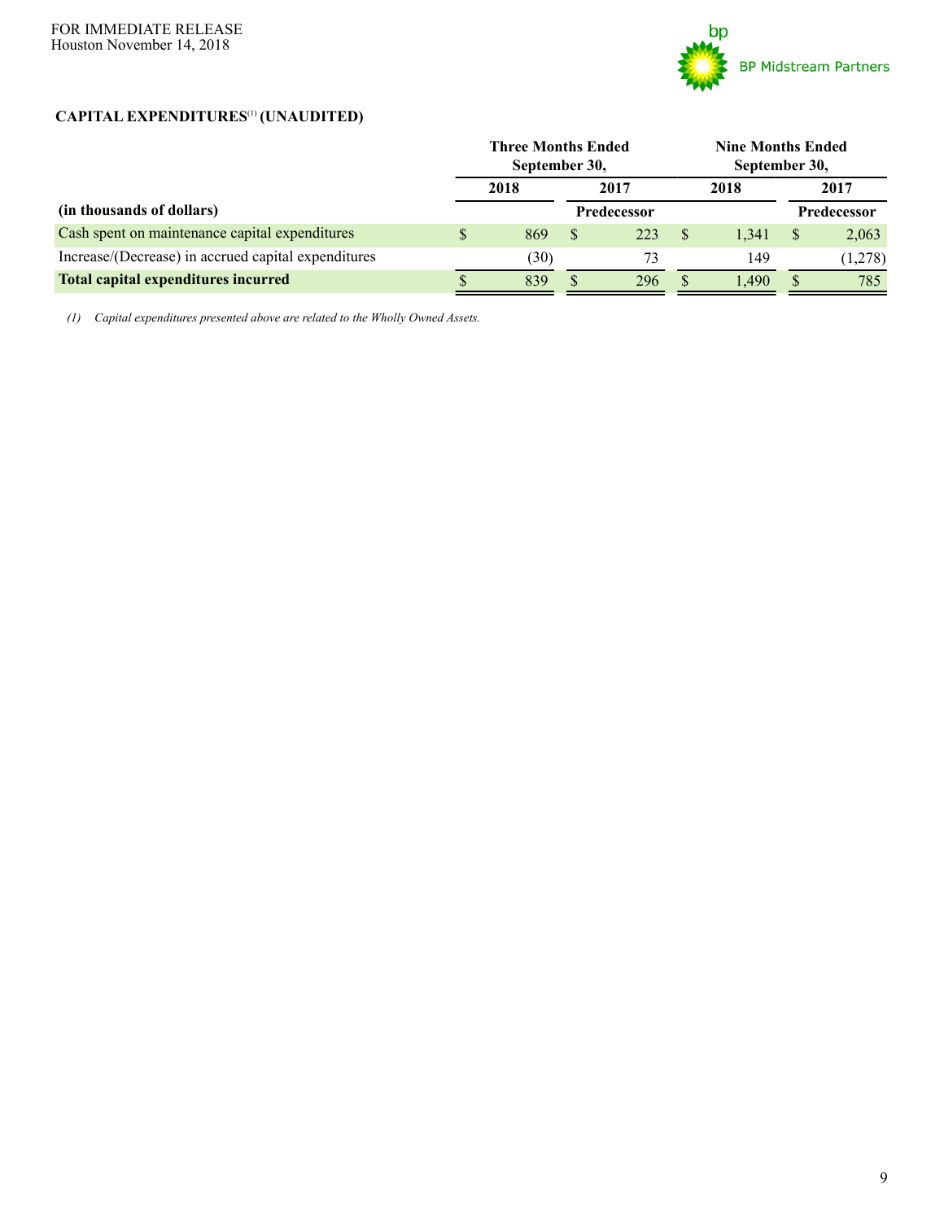FOR IMMEDIATE RELEASE
Houston November 14, 2018

BP Midstream Partners

**CAPITAL EXPENDITURES[1] (UNAUDITED)**

| | Three Months Ended September 30, | | Nine Months Ended September 30, | |
|---|---|---|---|---|
| | 2018 | 2017 | 2018 | 2017 |
| **(in thousands of dollars)** | | **Predecessor** | | **Predecessor** |
| Cash spent on maintenance capital expenditures | $ 869 | $ 223 | $ 1,341 | $ 2,063 |
| Increase/(Decrease) in accrued capital expenditures | (30) | 73 | 149 | (1,278) |
| **Total capital expenditures incurred** | $ 839 | $ 296 | $ 1,490 | $ 785 |

*(1) Capital expenditures presented above are related to the Wholly Owned Assets.*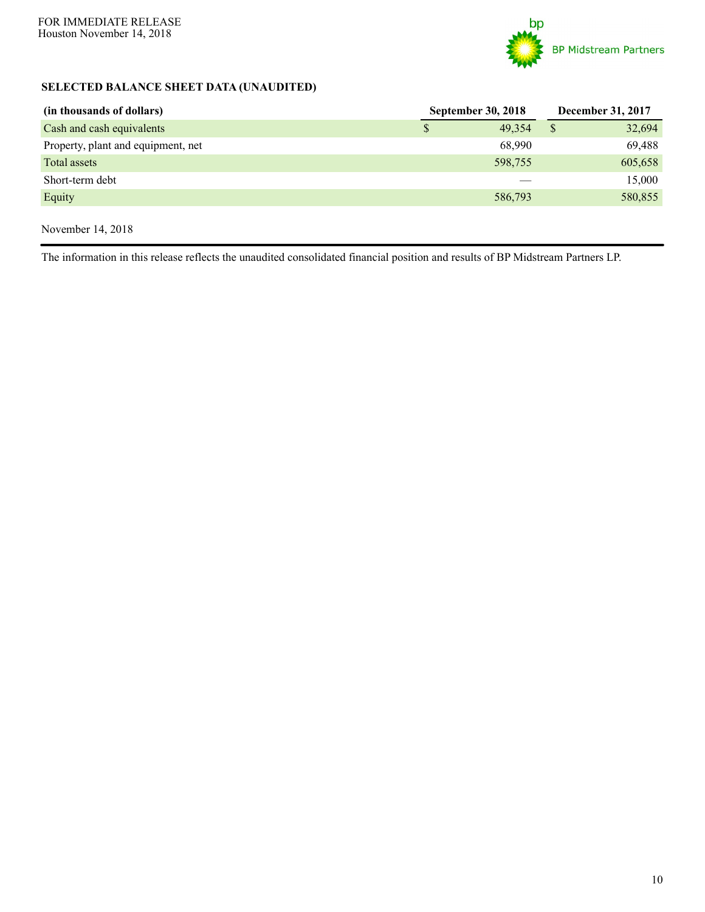FOR IMMEDIATE RELEASE
Houston November 14, 2018

BP Midstream Partners

**SELECTED BALANCE SHEET DATA (UNAUDITED)**

| (in thousands of dollars) | September 30, 2018 | December 31, 2017 |
|---|---|---|
| Cash and cash equivalents | $ 49,354 | $ 32,694 |
| Property, plant and equipment, net | 68,990 | 69,488 |
| Total assets | 598,755 | 605,658 |
| Short-term debt | — | 15,000 |
| Equity | 586,793 | 580,855 |

November 14, 2018

---

The information in this release reflects the unaudited consolidated financial position and results of BP Midstream Partners LP.